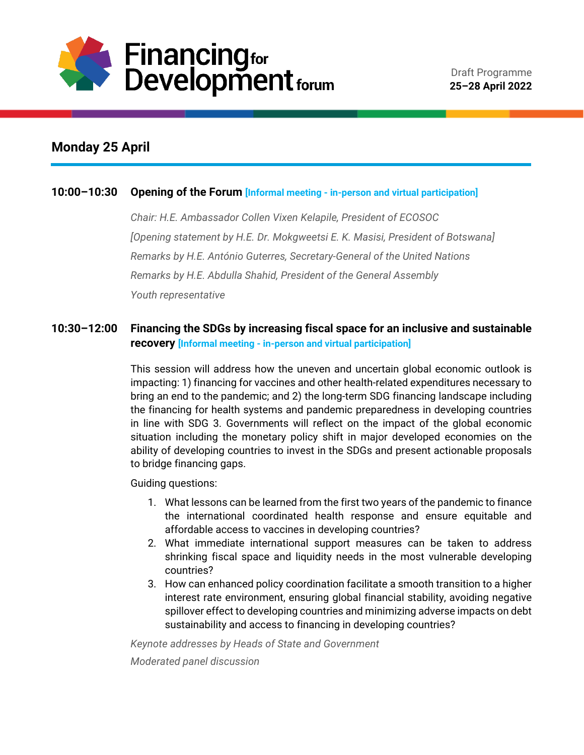# Financing for Development forum

Draft Programme
**25–28 April 2022**

## Monday 25 April

### 10:00–10:30 Opening of the Forum [Informal meeting - in-person and virtual participation]

*Chair: H.E. Ambassador Collen Vixen Kelapile, President of ECOSOC*

*[Opening statement by H.E. Dr. Mokgweetsi E. K. Masisi, President of Botswana]*

*Remarks by H.E. António Guterres, Secretary-General of the United Nations*

*Remarks by H.E. Abdulla Shahid, President of the General Assembly*

*Youth representative*

### 10:30–12:00 Financing the SDGs by increasing fiscal space for an inclusive and sustainable recovery [Informal meeting - in-person and virtual participation]

This session will address how the uneven and uncertain global economic outlook is impacting: 1) financing for vaccines and other health-related expenditures necessary to bring an end to the pandemic; and 2) the long-term SDG financing landscape including the financing for health systems and pandemic preparedness in developing countries in line with SDG 3. Governments will reflect on the impact of the global economic situation including the monetary policy shift in major developed economies on the ability of developing countries to invest in the SDGs and present actionable proposals to bridge financing gaps.

Guiding questions:

1. What lessons can be learned from the first two years of the pandemic to finance the international coordinated health response and ensure equitable and affordable access to vaccines in developing countries?
2. What immediate international support measures can be taken to address shrinking fiscal space and liquidity needs in the most vulnerable developing countries?
3. How can enhanced policy coordination facilitate a smooth transition to a higher interest rate environment, ensuring global financial stability, avoiding negative spillover effect to developing countries and minimizing adverse impacts on debt sustainability and access to financing in developing countries?

*Keynote addresses by Heads of State and Government*

*Moderated panel discussion*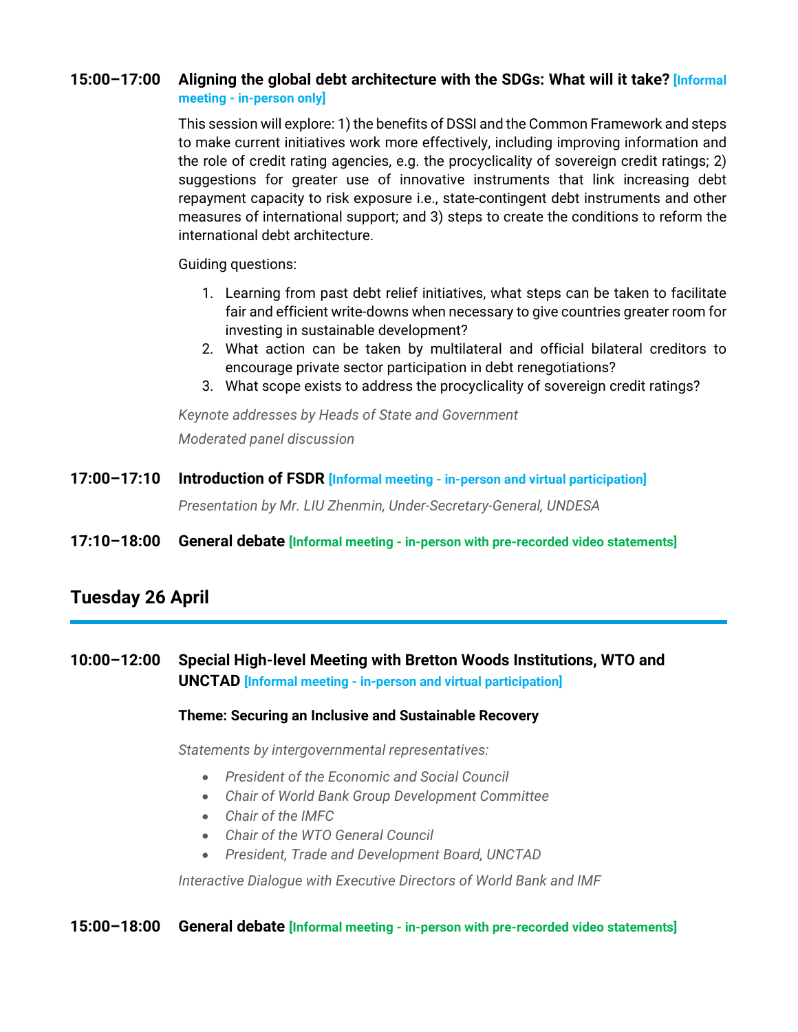**15:00–17:00** **Aligning the global debt architecture with the SDGs: What will it take?** **[Informal meeting - in-person only]**

This session will explore: 1) the benefits of DSSI and the Common Framework and steps to make current initiatives work more effectively, including improving information and the role of credit rating agencies, e.g. the procyclicality of sovereign credit ratings; 2) suggestions for greater use of innovative instruments that link increasing debt repayment capacity to risk exposure i.e., state-contingent debt instruments and other measures of international support; and 3) steps to create the conditions to reform the international debt architecture.

Guiding questions:

1. Learning from past debt relief initiatives, what steps can be taken to facilitate fair and efficient write-downs when necessary to give countries greater room for investing in sustainable development?
2. What action can be taken by multilateral and official bilateral creditors to encourage private sector participation in debt renegotiations?
3. What scope exists to address the procyclicality of sovereign credit ratings?

*Keynote addresses by Heads of State and Government*

*Moderated panel discussion*

**17:00–17:10** **Introduction of FSDR** **[Informal meeting - in-person and virtual participation]**

*Presentation by Mr. LIU Zhenmin, Under-Secretary-General, UNDESA*

**17:10–18:00** **General debate** **[Informal meeting - in-person with pre-recorded video statements]**

## Tuesday 26 April

**10:00–12:00** **Special High-level Meeting with Bretton Woods Institutions, WTO and UNCTAD** **[Informal meeting - in-person and virtual participation]**

**Theme: Securing an Inclusive and Sustainable Recovery**

*Statements by intergovernmental representatives:*

- *President of the Economic and Social Council*
- *Chair of World Bank Group Development Committee*
- *Chair of the IMFC*
- *Chair of the WTO General Council*
- *President, Trade and Development Board, UNCTAD*

*Interactive Dialogue with Executive Directors of World Bank and IMF*

**15:00–18:00** **General debate** **[Informal meeting - in-person with pre-recorded video statements]**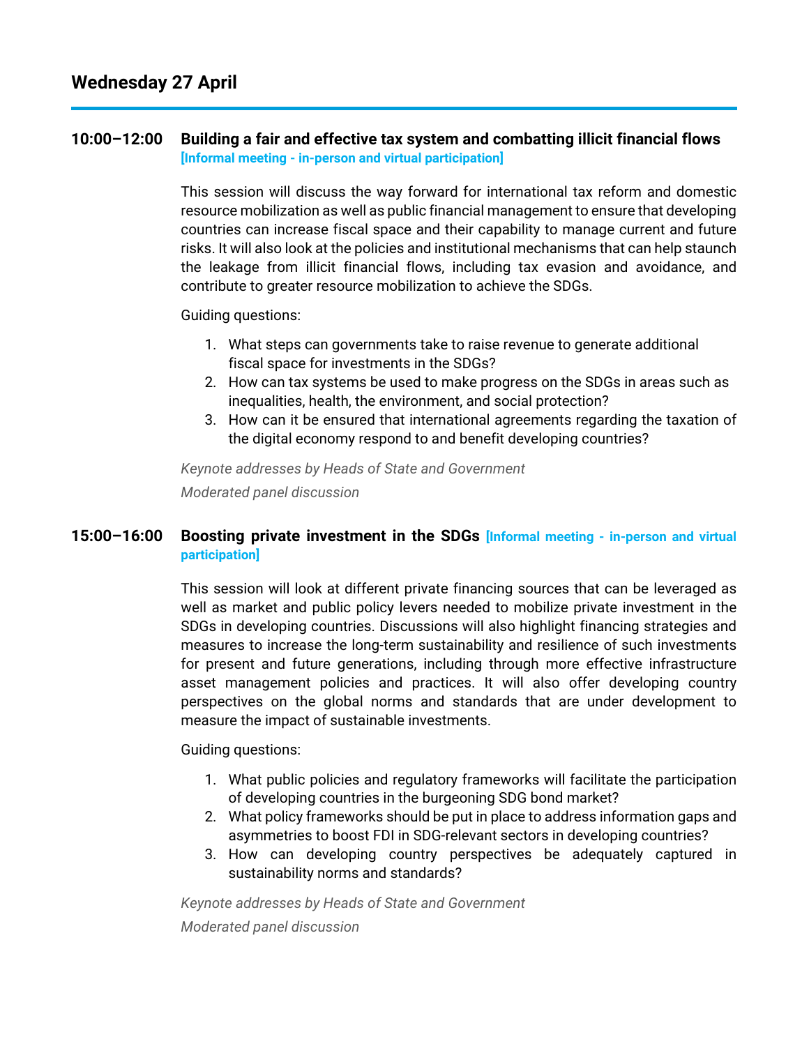## Wednesday 27 April

**10:00–12:00** **Building a fair and effective tax system and combatting illicit financial flows**
**[Informal meeting - in-person and virtual participation]**

This session will discuss the way forward for international tax reform and domestic resource mobilization as well as public financial management to ensure that developing countries can increase fiscal space and their capability to manage current and future risks. It will also look at the policies and institutional mechanisms that can help staunch the leakage from illicit financial flows, including tax evasion and avoidance, and contribute to greater resource mobilization to achieve the SDGs.

Guiding questions:

1. What steps can governments take to raise revenue to generate additional fiscal space for investments in the SDGs?
2. How can tax systems be used to make progress on the SDGs in areas such as inequalities, health, the environment, and social protection?
3. How can it be ensured that international agreements regarding the taxation of the digital economy respond to and benefit developing countries?

*Keynote addresses by Heads of State and Government*

*Moderated panel discussion*

**15:00–16:00** **Boosting private investment in the SDGs** **[Informal meeting - in-person and virtual participation]**

This session will look at different private financing sources that can be leveraged as well as market and public policy levers needed to mobilize private investment in the SDGs in developing countries. Discussions will also highlight financing strategies and measures to increase the long-term sustainability and resilience of such investments for present and future generations, including through more effective infrastructure asset management policies and practices. It will also offer developing country perspectives on the global norms and standards that are under development to measure the impact of sustainable investments.

Guiding questions:

1. What public policies and regulatory frameworks will facilitate the participation of developing countries in the burgeoning SDG bond market?
2. What policy frameworks should be put in place to address information gaps and asymmetries to boost FDI in SDG-relevant sectors in developing countries?
3. How can developing country perspectives be adequately captured in sustainability norms and standards?

*Keynote addresses by Heads of State and Government*

*Moderated panel discussion*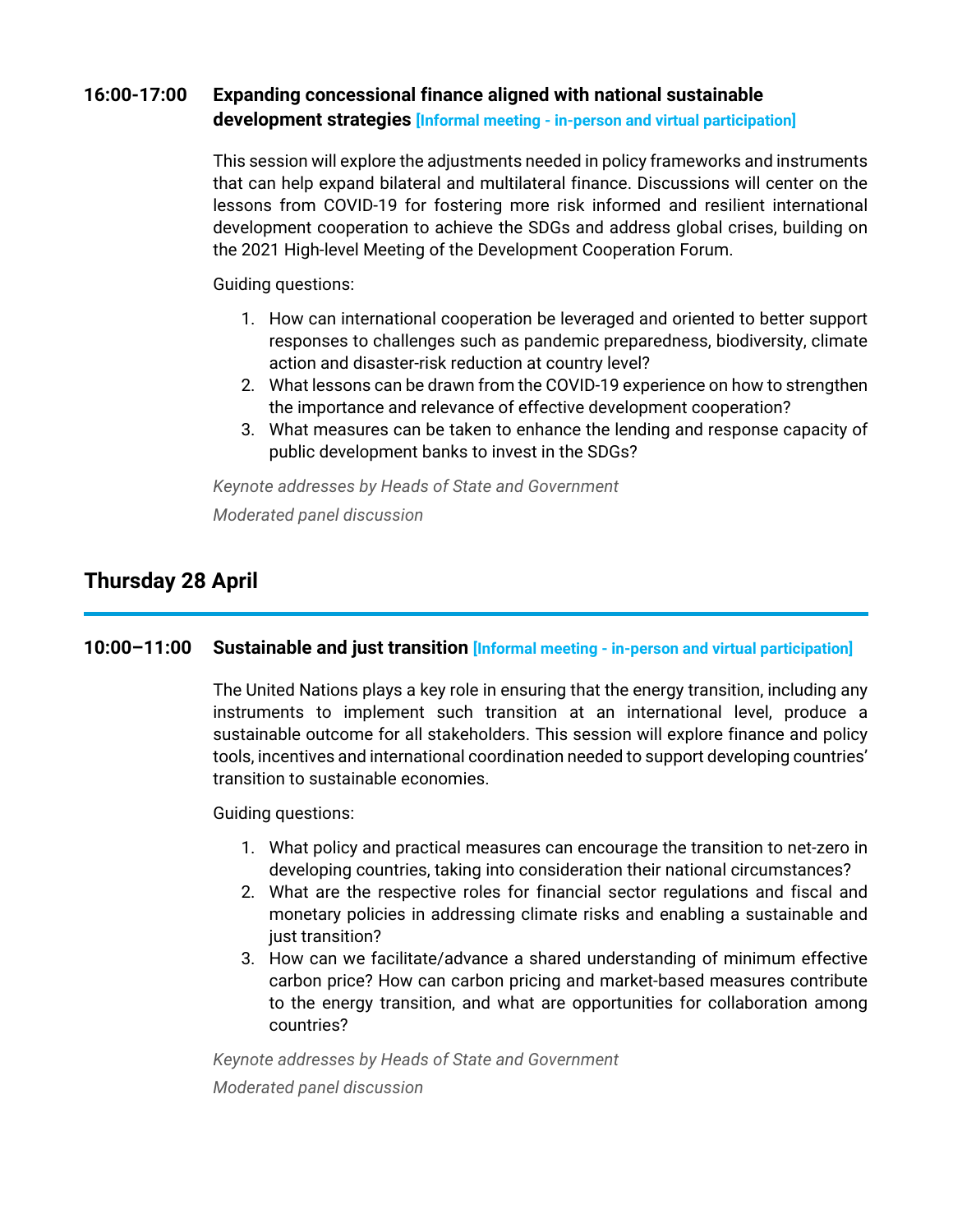**16:00-17:00 Expanding concessional finance aligned with national sustainable development strategies** **[Informal meeting - in-person and virtual participation]**

This session will explore the adjustments needed in policy frameworks and instruments that can help expand bilateral and multilateral finance. Discussions will center on the lessons from COVID-19 for fostering more risk informed and resilient international development cooperation to achieve the SDGs and address global crises, building on the 2021 High-level Meeting of the Development Cooperation Forum.

Guiding questions:

1. How can international cooperation be leveraged and oriented to better support responses to challenges such as pandemic preparedness, biodiversity, climate action and disaster-risk reduction at country level?
2. What lessons can be drawn from the COVID-19 experience on how to strengthen the importance and relevance of effective development cooperation?
3. What measures can be taken to enhance the lending and response capacity of public development banks to invest in the SDGs?

*Keynote addresses by Heads of State and Government*

*Moderated panel discussion*

## Thursday 28 April

**10:00–11:00 Sustainable and just transition** **[Informal meeting - in-person and virtual participation]**

The United Nations plays a key role in ensuring that the energy transition, including any instruments to implement such transition at an international level, produce a sustainable outcome for all stakeholders. This session will explore finance and policy tools, incentives and international coordination needed to support developing countries' transition to sustainable economies.

Guiding questions:

1. What policy and practical measures can encourage the transition to net-zero in developing countries, taking into consideration their national circumstances?
2. What are the respective roles for financial sector regulations and fiscal and monetary policies in addressing climate risks and enabling a sustainable and just transition?
3. How can we facilitate/advance a shared understanding of minimum effective carbon price? How can carbon pricing and market-based measures contribute to the energy transition, and what are opportunities for collaboration among countries?

*Keynote addresses by Heads of State and Government*

*Moderated panel discussion*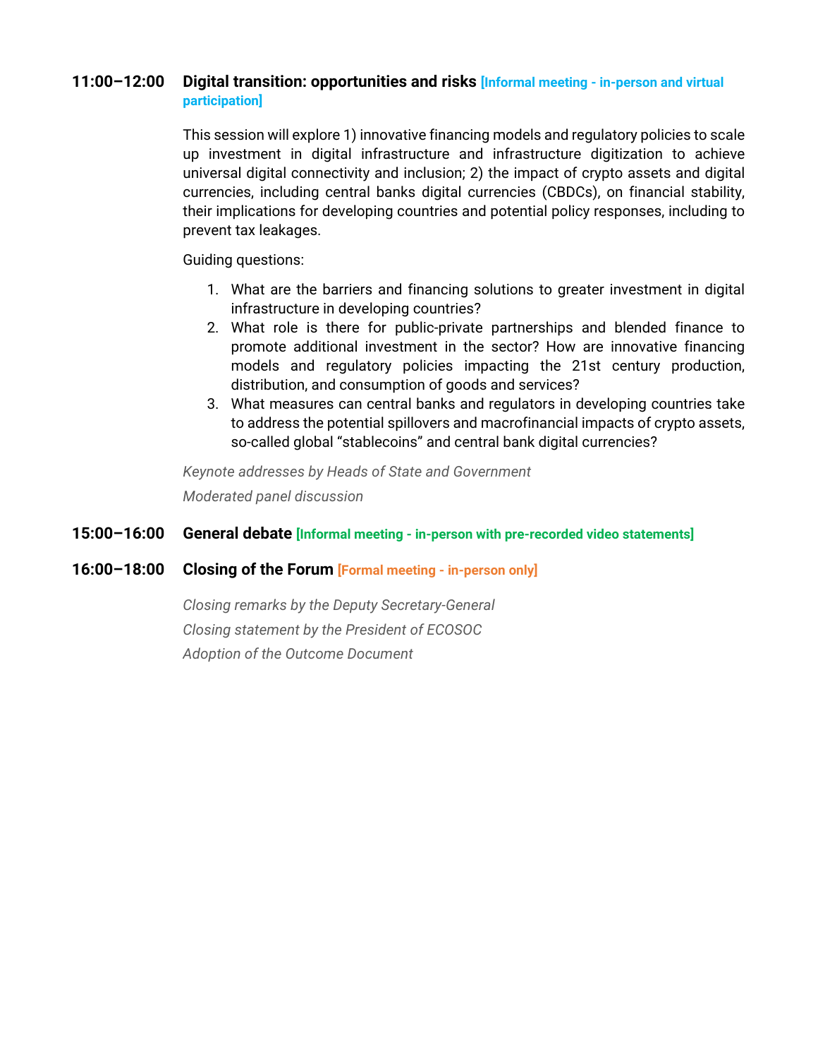**11:00–12:00** **Digital transition: opportunities and risks** **[Informal meeting - in-person and virtual participation]**

This session will explore 1) innovative financing models and regulatory policies to scale up investment in digital infrastructure and infrastructure digitization to achieve universal digital connectivity and inclusion; 2) the impact of crypto assets and digital currencies, including central banks digital currencies (CBDCs), on financial stability, their implications for developing countries and potential policy responses, including to prevent tax leakages.

Guiding questions:

1. What are the barriers and financing solutions to greater investment in digital infrastructure in developing countries?
2. What role is there for public-private partnerships and blended finance to promote additional investment in the sector? How are innovative financing models and regulatory policies impacting the 21st century production, distribution, and consumption of goods and services?
3. What measures can central banks and regulators in developing countries take to address the potential spillovers and macrofinancial impacts of crypto assets, so-called global "stablecoins" and central bank digital currencies?

*Keynote addresses by Heads of State and Government*

*Moderated panel discussion*

**15:00–16:00** **General debate** **[Informal meeting - in-person with pre-recorded video statements]**

**16:00–18:00** **Closing of the Forum** **[Formal meeting - in-person only]**

*Closing remarks by the Deputy Secretary-General*

*Closing statement by the President of ECOSOC*

*Adoption of the Outcome Document*